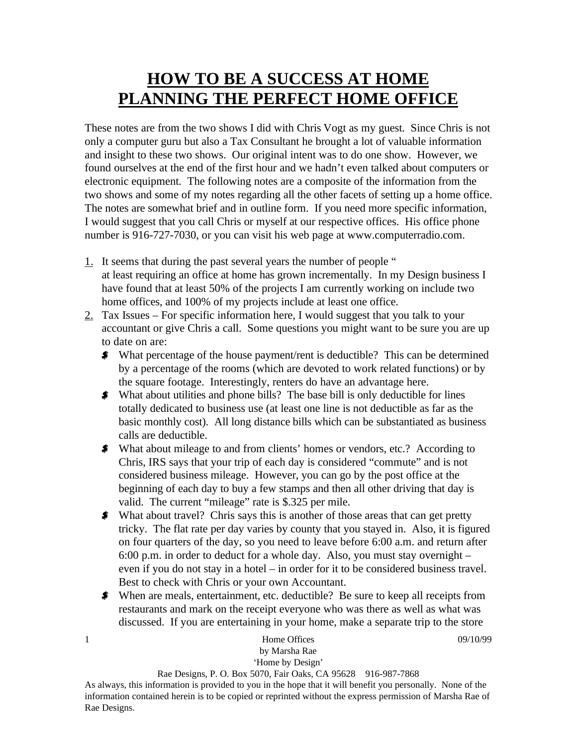# HOW TO BE A SUCCESS AT HOME
# PLANNING THE PERFECT HOME OFFICE

These notes are from the two shows I did with Chris Vogt as my guest. Since Chris is not only a computer guru but also a Tax Consultant he brought a lot of valuable information and insight to these two shows. Our original intent was to do one show. However, we found ourselves at the end of the first hour and we hadn't even talked about computers or electronic equipment. The following notes are a composite of the information from the two shows and some of my notes regarding all the other facets of setting up a home office. The notes are somewhat brief and in outline form. If you need more specific information, I would suggest that you call Chris or myself at our respective offices. His office phone number is 916-727-7030, or you can visit his web page at www.computerradio.com.

1. It seems that during the past several years the number of people "
   at least requiring an office at home has grown incrementally. In my Design business I have found that at least 50% of the projects I am currently working on include two home offices, and 100% of my projects include at least one office.
2. Tax Issues – For specific information here, I would suggest that you talk to your accountant or give Chris a call. Some questions you might want to be sure you are up to date on are:
   - What percentage of the house payment/rent is deductible? This can be determined by a percentage of the rooms (which are devoted to work related functions) or by the square footage. Interestingly, renters do have an advantage here.
   - What about utilities and phone bills? The base bill is only deductible for lines totally dedicated to business use (at least one line is not deductible as far as the basic monthly cost). All long distance bills which can be substantiated as business calls are deductible.
   - What about mileage to and from clients' homes or vendors, etc.? According to Chris, IRS says that your trip of each day is considered "commute" and is not considered business mileage. However, you can go by the post office at the beginning of each day to buy a few stamps and then all other driving that day is valid. The current "mileage" rate is $.325 per mile.
   - What about travel? Chris says this is another of those areas that can get pretty tricky. The flat rate per day varies by county that you stayed in. Also, it is figured on four quarters of the day, so you need to leave before 6:00 a.m. and return after 6:00 p.m. in order to deduct for a whole day. Also, you must stay overnight – even if you do not stay in a hotel – in order for it to be considered business travel. Best to check with Chris or your own Accountant.
   - When are meals, entertainment, etc. deductible? Be sure to keep all receipts from restaurants and mark on the receipt everyone who was there as well as what was discussed. If you are entertaining in your home, make a separate trip to the store

Home Offices
by Marsha Rae
'Home by Design'
Rae Designs, P. O. Box 5070, Fair Oaks, CA 95628 916-987-7868

As always, this information is provided to you in the hope that it will benefit you personally. None of the information contained herein is to be copied or reprinted without the express permission of Marsha Rae of Rae Designs.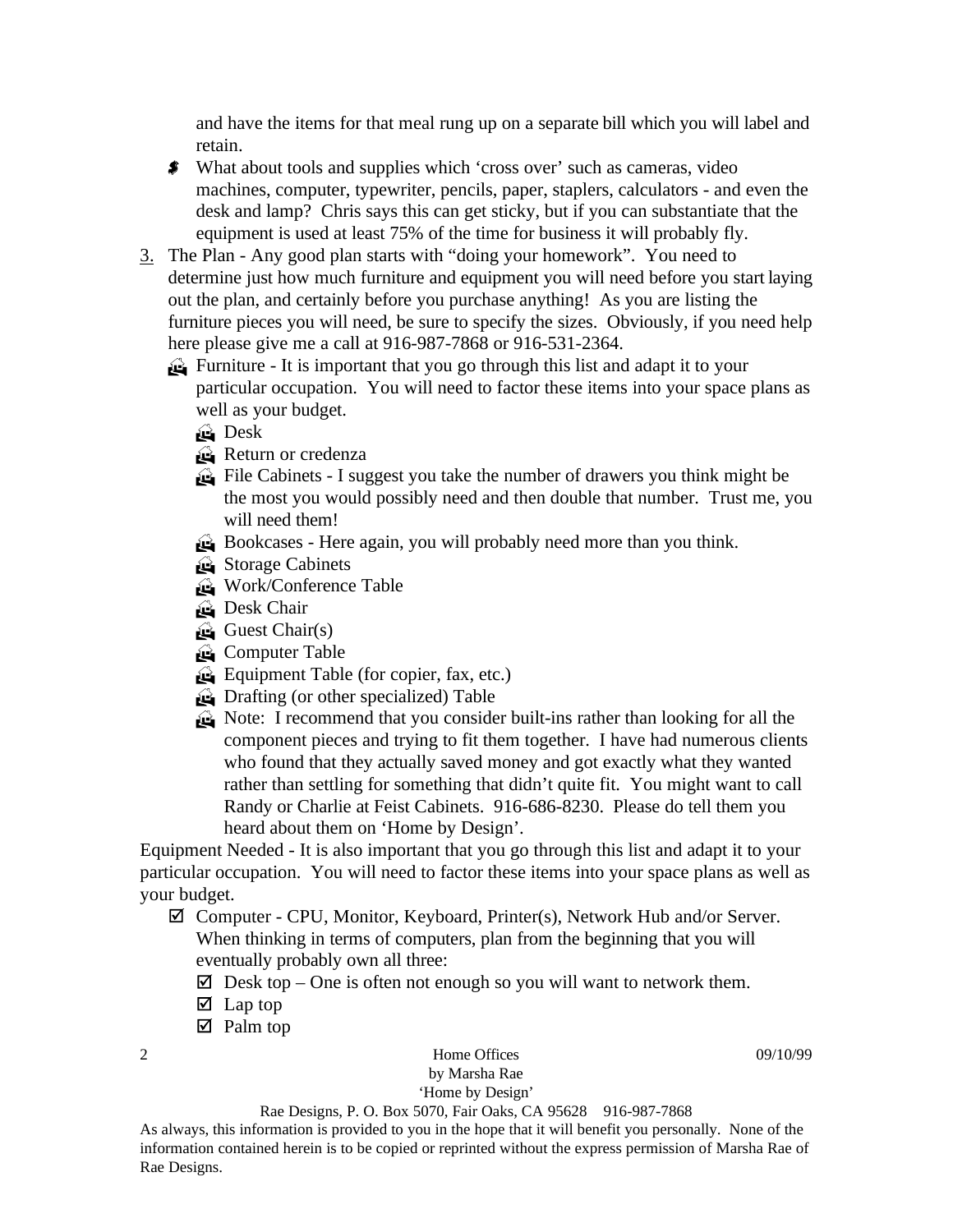and have the items for that meal rung up on a separate bill which you will label and retain.

- What about tools and supplies which 'cross over' such as cameras, video machines, computer, typewriter, pencils, paper, staplers, calculators - and even the desk and lamp? Chris says this can get sticky, but if you can substantiate that the equipment is used at least 75% of the time for business it will probably fly.

3. The Plan - Any good plan starts with "doing your homework". You need to determine just how much furniture and equipment you will need before you start laying out the plan, and certainly before you purchase anything! As you are listing the furniture pieces you will need, be sure to specify the sizes. Obviously, if you need help here please give me a call at 916-987-7868 or 916-531-2364.
   - Furniture - It is important that you go through this list and adapt it to your particular occupation. You will need to factor these items into your space plans as well as your budget.
     - Desk
     - Return or credenza
     - File Cabinets - I suggest you take the number of drawers you think might be the most you would possibly need and then double that number. Trust me, you will need them!
     - Bookcases - Here again, you will probably need more than you think.
     - Storage Cabinets
     - Work/Conference Table
     - Desk Chair
     - Guest Chair(s)
     - Computer Table
     - Equipment Table (for copier, fax, etc.)
     - Drafting (or other specialized) Table
     - Note: I recommend that you consider built-ins rather than looking for all the component pieces and trying to fit them together. I have had numerous clients who found that they actually saved money and got exactly what they wanted rather than settling for something that didn't quite fit. You might want to call Randy or Charlie at Feist Cabinets. 916-686-8230. Please do tell them you heard about them on 'Home by Design'.

Equipment Needed - It is also important that you go through this list and adapt it to your particular occupation. You will need to factor these items into your space plans as well as your budget.

- ☑ Computer - CPU, Monitor, Keyboard, Printer(s), Network Hub and/or Server. When thinking in terms of computers, plan from the beginning that you will eventually probably own all three:
  - ☑ Desk top – One is often not enough so you will want to network them.
  - ☑ Lap top
  - ☑ Palm top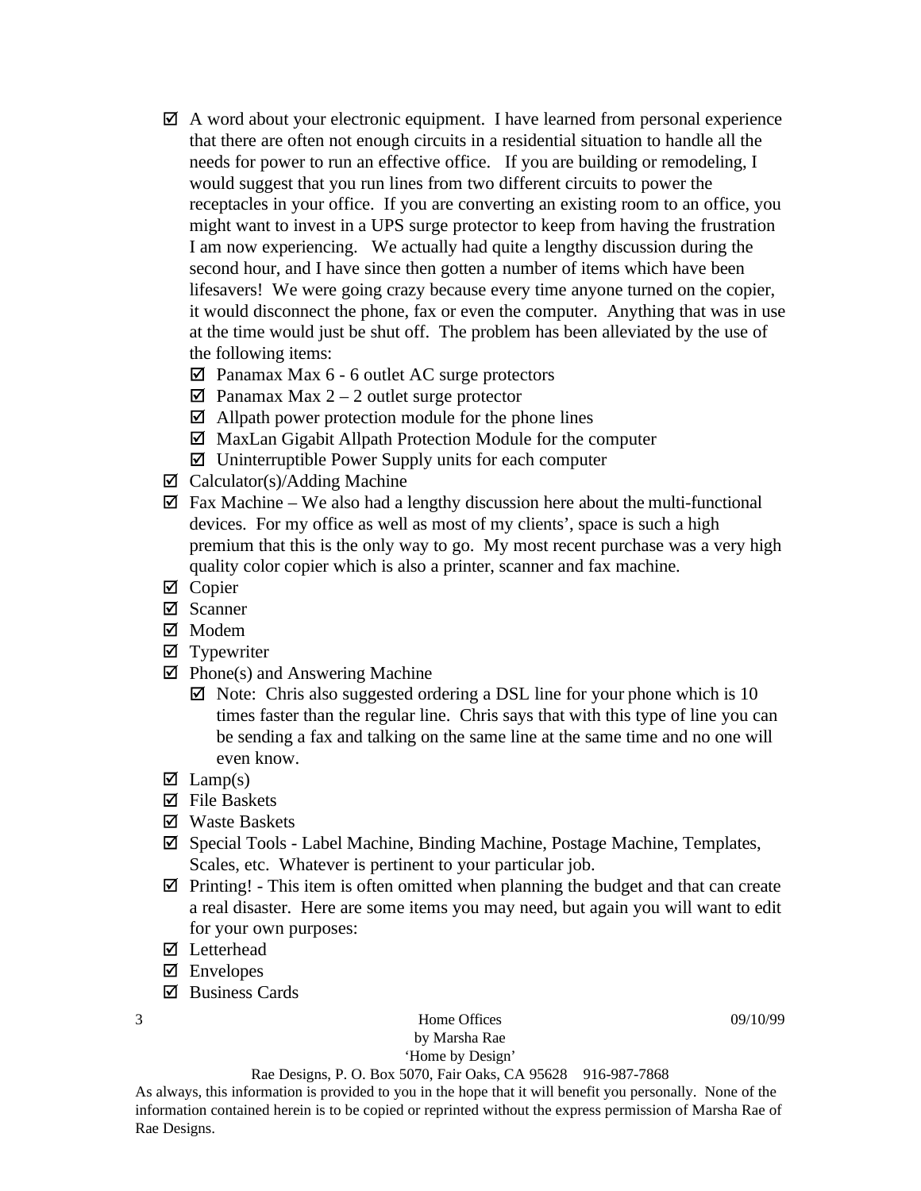- ☑ A word about your electronic equipment. I have learned from personal experience that there are often not enough circuits in a residential situation to handle all the needs for power to run an effective office. If you are building or remodeling, I would suggest that you run lines from two different circuits to power the receptacles in your office. If you are converting an existing room to an office, you might want to invest in a UPS surge protector to keep from having the frustration I am now experiencing. We actually had quite a lengthy discussion during the second hour, and I have since then gotten a number of items which have been lifesavers! We were going crazy because every time anyone turned on the copier, it would disconnect the phone, fax or even the computer. Anything that was in use at the time would just be shut off. The problem has been alleviated by the use of the following items:
  - ☑ Panamax Max 6 - 6 outlet AC surge protectors
  - ☑ Panamax Max 2 – 2 outlet surge protector
  - ☑ Allpath power protection module for the phone lines
  - ☑ MaxLan Gigabit Allpath Protection Module for the computer
  - ☑ Uninterruptible Power Supply units for each computer
- ☑ Calculator(s)/Adding Machine
- ☑ Fax Machine – We also had a lengthy discussion here about the multi-functional devices. For my office as well as most of my clients', space is such a high premium that this is the only way to go. My most recent purchase was a very high quality color copier which is also a printer, scanner and fax machine.
- ☑ Copier
- ☑ Scanner
- ☑ Modem
- ☑ Typewriter
- ☑ Phone(s) and Answering Machine
  - ☑ Note: Chris also suggested ordering a DSL line for your phone which is 10 times faster than the regular line. Chris says that with this type of line you can be sending a fax and talking on the same line at the same time and no one will even know.
- ☑ Lamp(s)
- ☑ File Baskets
- ☑ Waste Baskets
- ☑ Special Tools - Label Machine, Binding Machine, Postage Machine, Templates, Scales, etc. Whatever is pertinent to your particular job.
- ☑ Printing! - This item is often omitted when planning the budget and that can create a real disaster. Here are some items you may need, but again you will want to edit for your own purposes:
- ☑ Letterhead
- ☑ Envelopes
- ☑ Business Cards